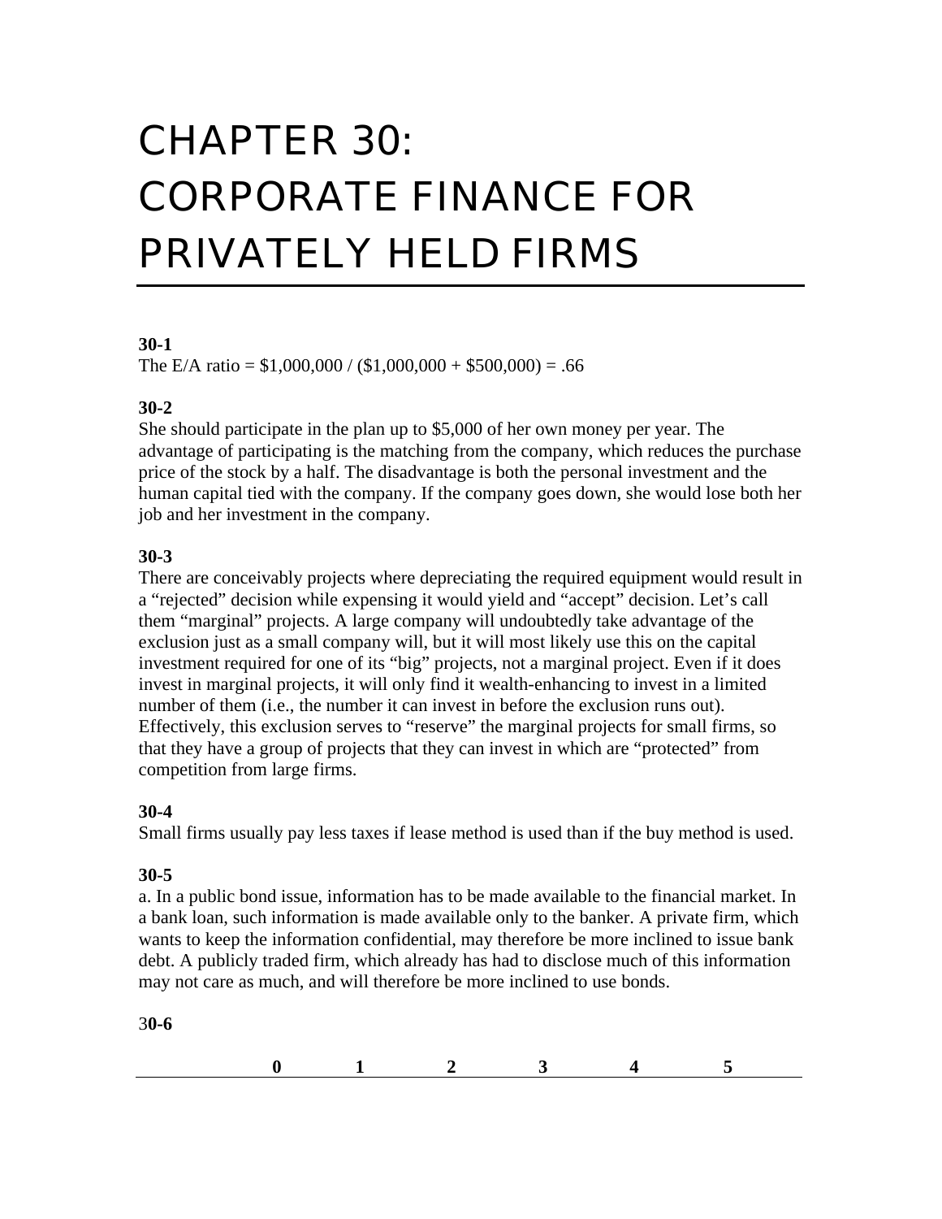// The text on the page in the image is reproduced below.

# CHAPTER 30: CORPORATE FINANCE FOR PRIVATELY HELD FIRMS

**30-1**

The E/A ratio = $1,000,000 / ($1,000,000 + $500,000) = .66

**30-2**

She should participate in the plan up to $5,000 of her own money per year. The advantage of participating is the matching from the company, which reduces the purchase price of the stock by a half. The disadvantage is both the personal investment and the human capital tied with the company. If the company goes down, she would lose both her job and her investment in the company.

**30-3**

There are conceivably projects where depreciating the required equipment would result in a "rejected" decision while expensing it would yield and "accept" decision. Let's call them "marginal" projects. A large company will undoubtedly take advantage of the exclusion just as a small company will, but it will most likely use this on the capital investment required for one of its "big" projects, not a marginal project. Even if it does invest in marginal projects, it will only find it wealth-enhancing to invest in a limited number of them (i.e., the number it can invest in before the exclusion runs out). Effectively, this exclusion serves to "reserve" the marginal projects for small firms, so that they have a group of projects that they can invest in which are "protected" from competition from large firms.

**30-4**

Small firms usually pay less taxes if lease method is used than if the buy method is used.

**30-5**

a. In a public bond issue, information has to be made available to the financial market. In a bank loan, such information is made available only to the banker. A private firm, which wants to keep the information confidential, may therefore be more inclined to issue bank debt. A publicly traded firm, which already has had to disclose much of this information may not care as much, and will therefore be more inclined to use bonds.

**30-6**

| | 0 | 1 | 2 | 3 | 4 | 5 |
|---|---|---|---|---|---|---|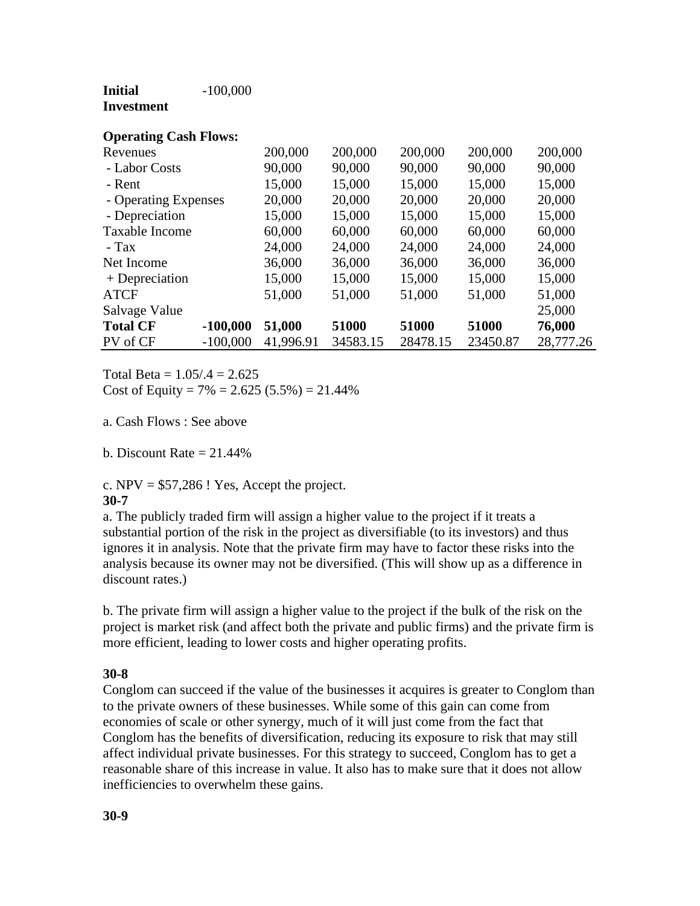| **Initial Investment** | -100,000 | | | | | |
|---|---|---|---|---|---|---|
| **Operating Cash Flows:** | | | | | | |
| Revenues | | 200,000 | 200,000 | 200,000 | 200,000 | 200,000 |
| - Labor Costs | | 90,000 | 90,000 | 90,000 | 90,000 | 90,000 |
| - Rent | | 15,000 | 15,000 | 15,000 | 15,000 | 15,000 |
| - Operating Expenses | | 20,000 | 20,000 | 20,000 | 20,000 | 20,000 |
| - Depreciation | | 15,000 | 15,000 | 15,000 | 15,000 | 15,000 |
| Taxable Income | | 60,000 | 60,000 | 60,000 | 60,000 | 60,000 |
| - Tax | | 24,000 | 24,000 | 24,000 | 24,000 | 24,000 |
| Net Income | | 36,000 | 36,000 | 36,000 | 36,000 | 36,000 |
| + Depreciation | | 15,000 | 15,000 | 15,000 | 15,000 | 15,000 |
| ATCF | | 51,000 | 51,000 | 51,000 | 51,000 | 51,000 |
| Salvage Value | | | | | | 25,000 |
| **Total CF** | **-100,000** | **51,000** | **51000** | **51000** | **51000** | **76,000** |
| PV of CF | -100,000 | 41,996.91 | 34583.15 | 28478.15 | 23450.87 | 28,777.26 |

Total Beta = 1.05/.4 = 2.625

Cost of Equity = 7% = 2.625 (5.5%) = 21.44%

a. Cash Flows : See above

b. Discount Rate = 21.44%

c. NPV = $57,286 ! Yes, Accept the project.

**30-7**

a. The publicly traded firm will assign a higher value to the project if it treats a substantial portion of the risk in the project as diversifiable (to its investors) and thus ignores it in analysis. Note that the private firm may have to factor these risks into the analysis because its owner may not be diversified. (This will show up as a difference in discount rates.)

b. The private firm will assign a higher value to the project if the bulk of the risk on the project is market risk (and affect both the private and public firms) and the private firm is more efficient, leading to lower costs and higher operating profits.

**30-8**

Conglom can succeed if the value of the businesses it acquires is greater to Conglom than to the private owners of these businesses. While some of this gain can come from economies of scale or other synergy, much of it will just come from the fact that Conglom has the benefits of diversification, reducing its exposure to risk that may still affect individual private businesses. For this strategy to succeed, Conglom has to get a reasonable share of this increase in value. It also has to make sure that it does not allow inefficiencies to overwhelm these gains.

**30-9**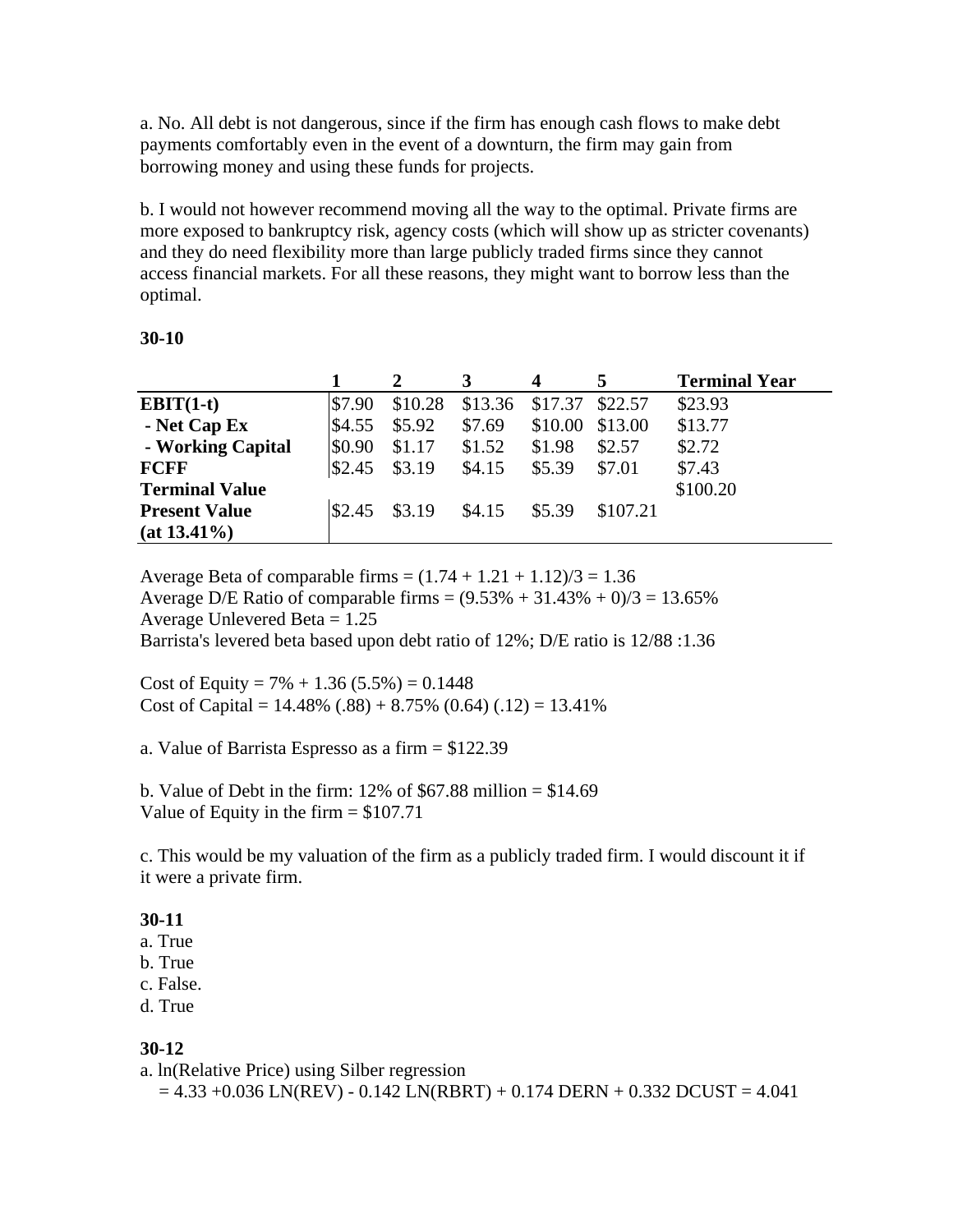a. No. All debt is not dangerous, since if the firm has enough cash flows to make debt payments comfortably even in the event of a downturn, the firm may gain from borrowing money and using these funds for projects.

b. I would not however recommend moving all the way to the optimal. Private firms are more exposed to bankruptcy risk, agency costs (which will show up as stricter covenants) and they do need flexibility more than large publicly traded firms since they cannot access financial markets. For all these reasons, they might want to borrow less than the optimal.

**30-10**

| | **1** | **2** | **3** | **4** | **5** | **Terminal Year** |
|---|---|---|---|---|---|---|
| **EBIT(1-t)** | $7.90 | $10.28 | $13.36 | $17.37 | $22.57 | $23.93 |
| **- Net Cap Ex** | $4.55 | $5.92 | $7.69 | $10.00 | $13.00 | $13.77 |
| **- Working Capital** | $0.90 | $1.17 | $1.52 | $1.98 | $2.57 | $2.72 |
| **FCFF** | $2.45 | $3.19 | $4.15 | $5.39 | $7.01 | $7.43 |
| **Terminal Value** | | | | | | $100.20 |
| **Present Value (at 13.41%)** | $2.45 | $3.19 | $4.15 | $5.39 | $107.21 | |

Average Beta of comparable firms = (1.74 + 1.21 + 1.12)/3 = 1.36
Average D/E Ratio of comparable firms = (9.53% + 31.43% + 0)/3 = 13.65%
Average Unlevered Beta = 1.25
Barrista's levered beta based upon debt ratio of 12%; D/E ratio is 12/88 :1.36

Cost of Equity = 7% + 1.36 (5.5%) = 0.1448
Cost of Capital = 14.48% (.88) + 8.75% (0.64) (.12) = 13.41%

a. Value of Barrista Espresso as a firm = $122.39

b. Value of Debt in the firm: 12% of $67.88 million = $14.69
Value of Equity in the firm = $107.71

c. This would be my valuation of the firm as a publicly traded firm. I would discount it if it were a private firm.

**30-11**

a. True
b. True
c. False.
d. True

**30-12**

a. ln(Relative Price) using Silber regression
= 4.33 +0.036 LN(REV) - 0.142 LN(RBRT) + 0.174 DERN + 0.332 DCUST = 4.041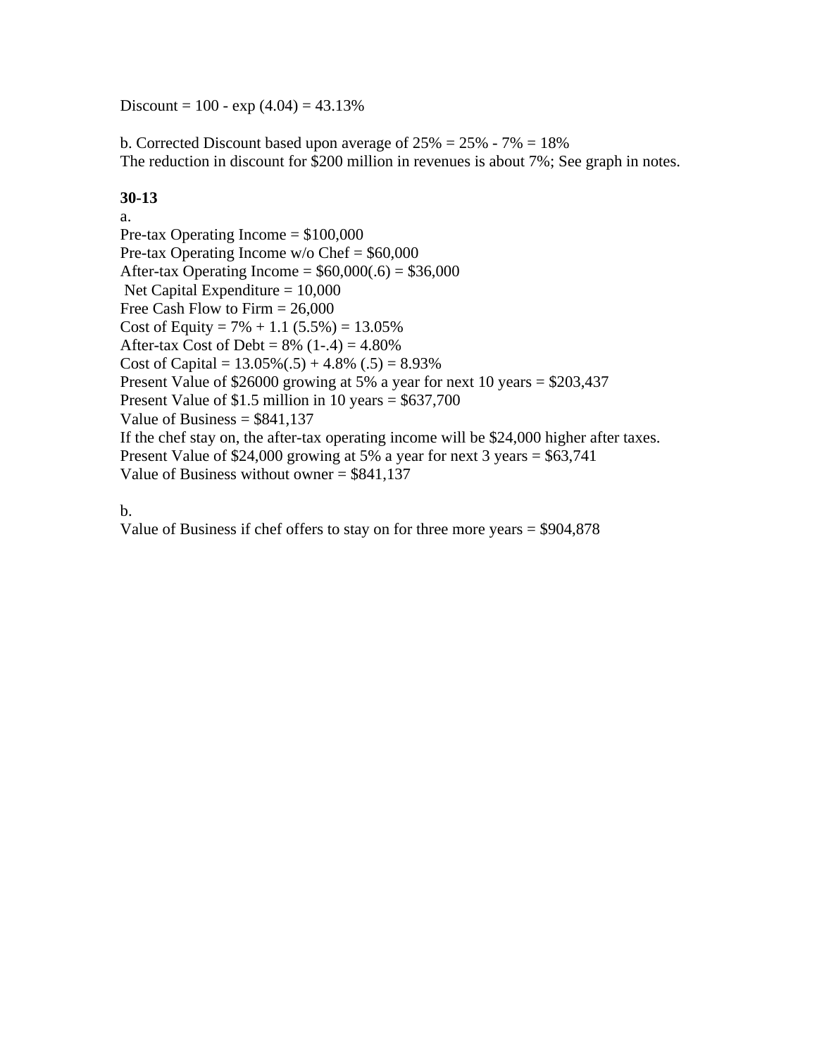Discount = 100 - exp (4.04) = 43.13%

b. Corrected Discount based upon average of 25% = 25% - 7% = 18%
The reduction in discount for $200 million in revenues is about 7%; See graph in notes.

**30-13**

a.
Pre-tax Operating Income = $100,000
Pre-tax Operating Income w/o Chef = $60,000
After-tax Operating Income = $60,000(.6) = $36,000
Net Capital Expenditure = 10,000
Free Cash Flow to Firm = 26,000
Cost of Equity = 7% + 1.1 (5.5%) = 13.05%
After-tax Cost of Debt = 8% (1-.4) = 4.80%
Cost of Capital = 13.05%(.5) + 4.8% (.5) = 8.93%
Present Value of $26000 growing at 5% a year for next 10 years = $203,437
Present Value of $1.5 million in 10 years = $637,700
Value of Business = $841,137
If the chef stay on, the after-tax operating income will be $24,000 higher after taxes.
Present Value of $24,000 growing at 5% a year for next 3 years = $63,741
Value of Business without owner = $841,137

b.
Value of Business if chef offers to stay on for three more years = $904,878